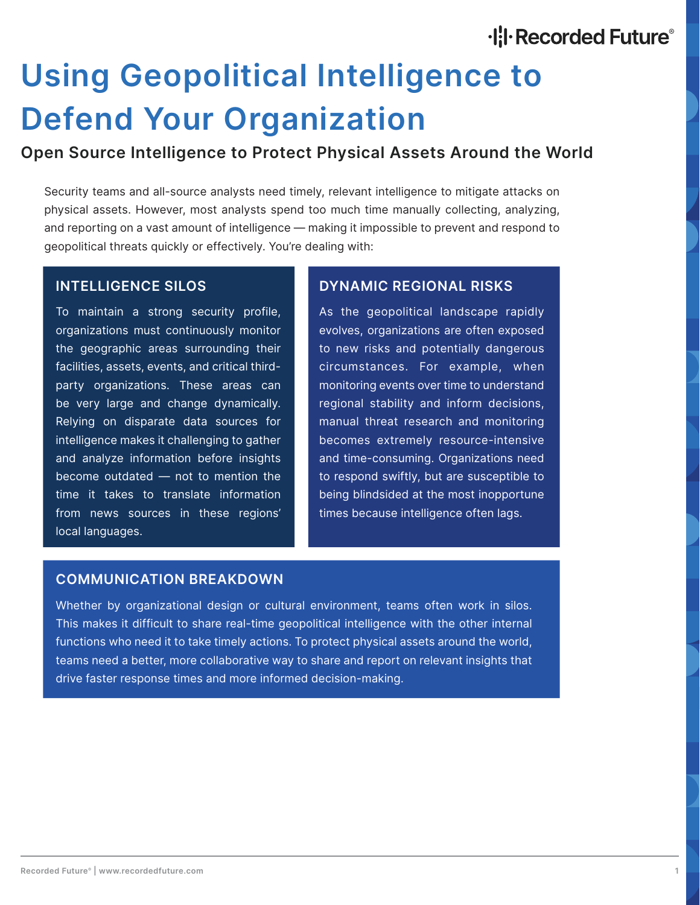# Using Geopolitical Intelligence to Defend Your Organization

## Open Source Intelligence to Protect Physical Assets Around the World

Security teams and all-source analysts need timely, relevant intelligence to mitigate attacks on physical assets. However, most analysts spend too much time manually collecting, analyzing, and reporting on a vast amount of intelligence — making it impossible to prevent and respond to geopolitical threats quickly or effectively. You're dealing with:

### INTELLIGENCE SILOS

To maintain a strong security profile, organizations must continuously monitor the geographic areas surrounding their facilities, assets, events, and critical third-party organizations. These areas can be very large and change dynamically. Relying on disparate data sources for intelligence makes it challenging to gather and analyze information before insights become outdated — not to mention the time it takes to translate information from news sources in these regions' local languages.

### DYNAMIC REGIONAL RISKS

As the geopolitical landscape rapidly evolves, organizations are often exposed to new risks and potentially dangerous circumstances. For example, when monitoring events over time to understand regional stability and inform decisions, manual threat research and monitoring becomes extremely resource-intensive and time-consuming. Organizations need to respond swiftly, but are susceptible to being blindsided at the most inopportune times because intelligence often lags.

### COMMUNICATION BREAKDOWN

Whether by organizational design or cultural environment, teams often work in silos. This makes it difficult to share real-time geopolitical intelligence with the other internal functions who need it to take timely actions. To protect physical assets around the world, teams need a better, more collaborative way to share and report on relevant insights that drive faster response times and more informed decision-making.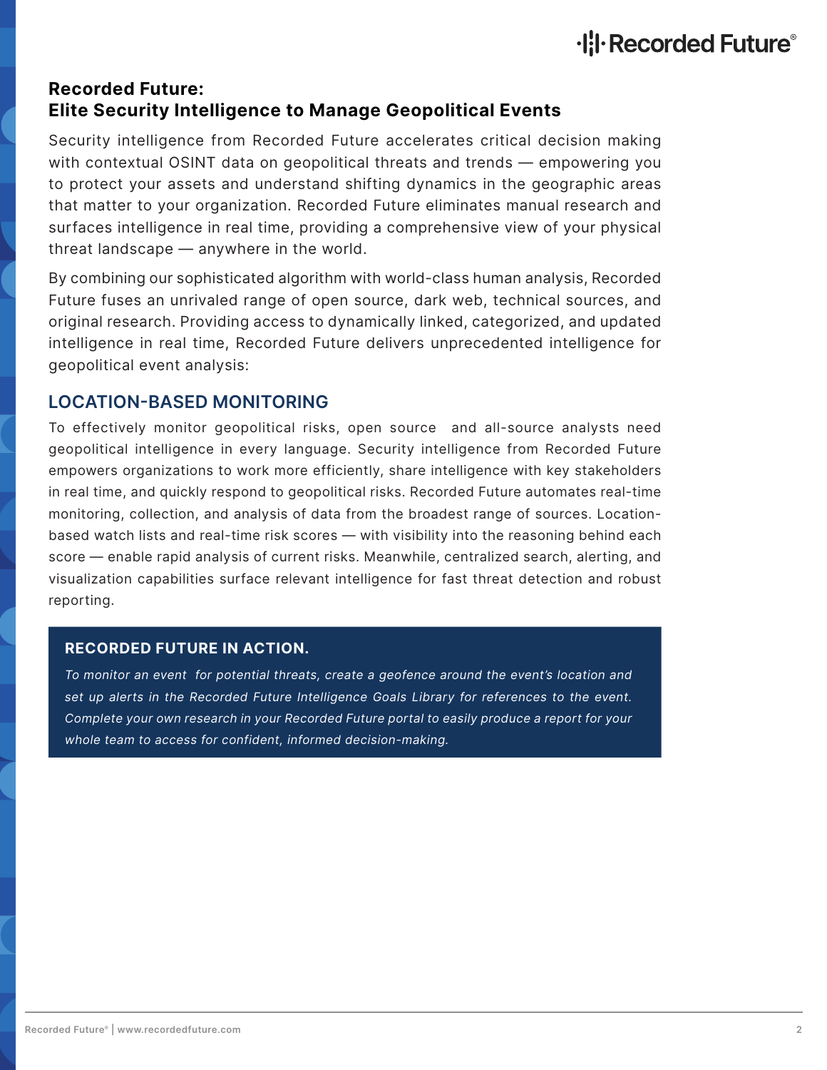## Recorded Future: Elite Security Intelligence to Manage Geopolitical Events

Security intelligence from Recorded Future accelerates critical decision making with contextual OSINT data on geopolitical threats and trends — empowering you to protect your assets and understand shifting dynamics in the geographic areas that matter to your organization. Recorded Future eliminates manual research and surfaces intelligence in real time, providing a comprehensive view of your physical threat landscape — anywhere in the world.

By combining our sophisticated algorithm with world-class human analysis, Recorded Future fuses an unrivaled range of open source, dark web, technical sources, and original research. Providing access to dynamically linked, categorized, and updated intelligence in real time, Recorded Future delivers unprecedented intelligence for geopolitical event analysis:

### LOCATION-BASED MONITORING

To effectively monitor geopolitical risks, open source and all-source analysts need geopolitical intelligence in every language. Security intelligence from Recorded Future empowers organizations to work more efficiently, share intelligence with key stakeholders in real time, and quickly respond to geopolitical risks. Recorded Future automates real-time monitoring, collection, and analysis of data from the broadest range of sources. Location-based watch lists and real-time risk scores — with visibility into the reasoning behind each score — enable rapid analysis of current risks. Meanwhile, centralized search, alerting, and visualization capabilities surface relevant intelligence for fast threat detection and robust reporting.

**RECORDED FUTURE IN ACTION.**

*To monitor an event for potential threats, create a geofence around the event's location and set up alerts in the Recorded Future Intelligence Goals Library for references to the event. Complete your own research in your Recorded Future portal to easily produce a report for your whole team to access for confident, informed decision-making.*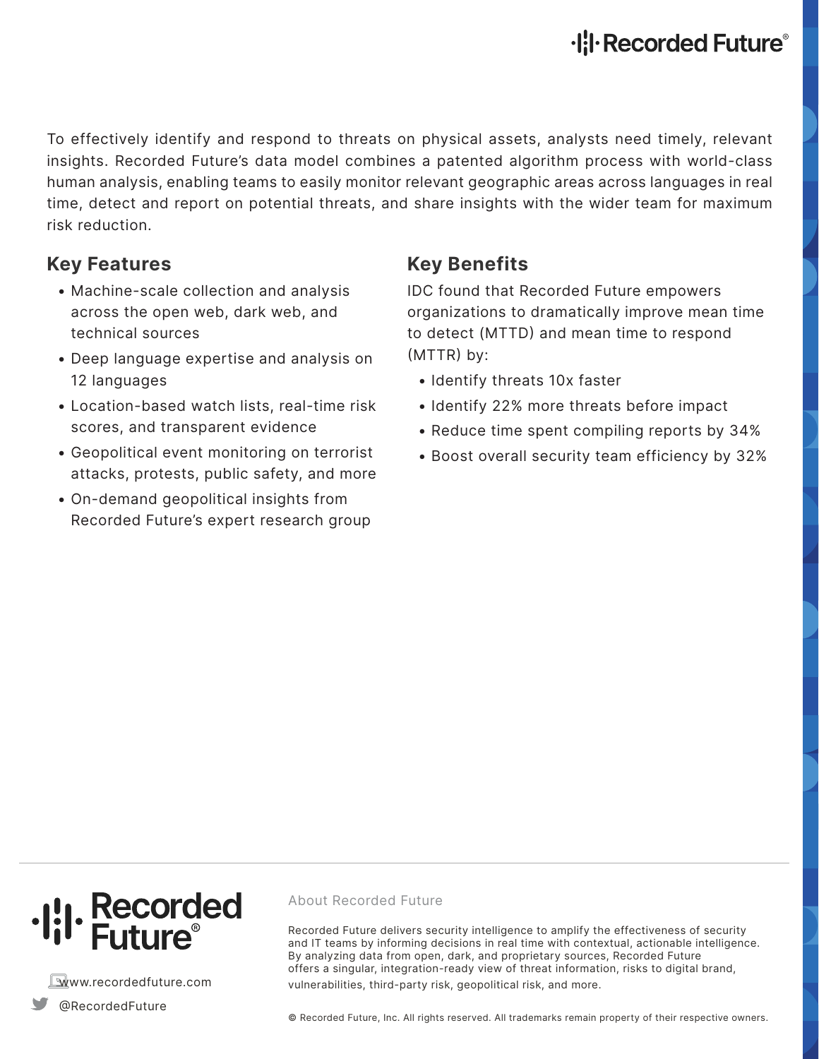To effectively identify and respond to threats on physical assets, analysts need timely, relevant insights. Recorded Future's data model combines a patented algorithm process with world-class human analysis, enabling teams to easily monitor relevant geographic areas across languages in real time, detect and report on potential threats, and share insights with the wider team for maximum risk reduction.

## Key Features

- Machine-scale collection and analysis across the open web, dark web, and technical sources
- Deep language expertise and analysis on 12 languages
- Location-based watch lists, real-time risk scores, and transparent evidence
- Geopolitical event monitoring on terrorist attacks, protests, public safety, and more
- On-demand geopolitical insights from Recorded Future's expert research group

## Key Benefits

IDC found that Recorded Future empowers organizations to dramatically improve mean time to detect (MTTD) and mean time to respond (MTTR) by:

- Identify threats 10x faster
- Identify 22% more threats before impact
- Reduce time spent compiling reports by 34%
- Boost overall security team efficiency by 32%

Recorded Future®

www.recordedfuture.com

@RecordedFuture

### About Recorded Future

Recorded Future delivers security intelligence to amplify the effectiveness of security and IT teams by informing decisions in real time with contextual, actionable intelligence. By analyzing data from open, dark, and proprietary sources, Recorded Future offers a singular, integration-ready view of threat information, risks to digital brand, vulnerabilities, third-party risk, geopolitical risk, and more.

© Recorded Future, Inc. All rights reserved. All trademarks remain property of their respective owners.